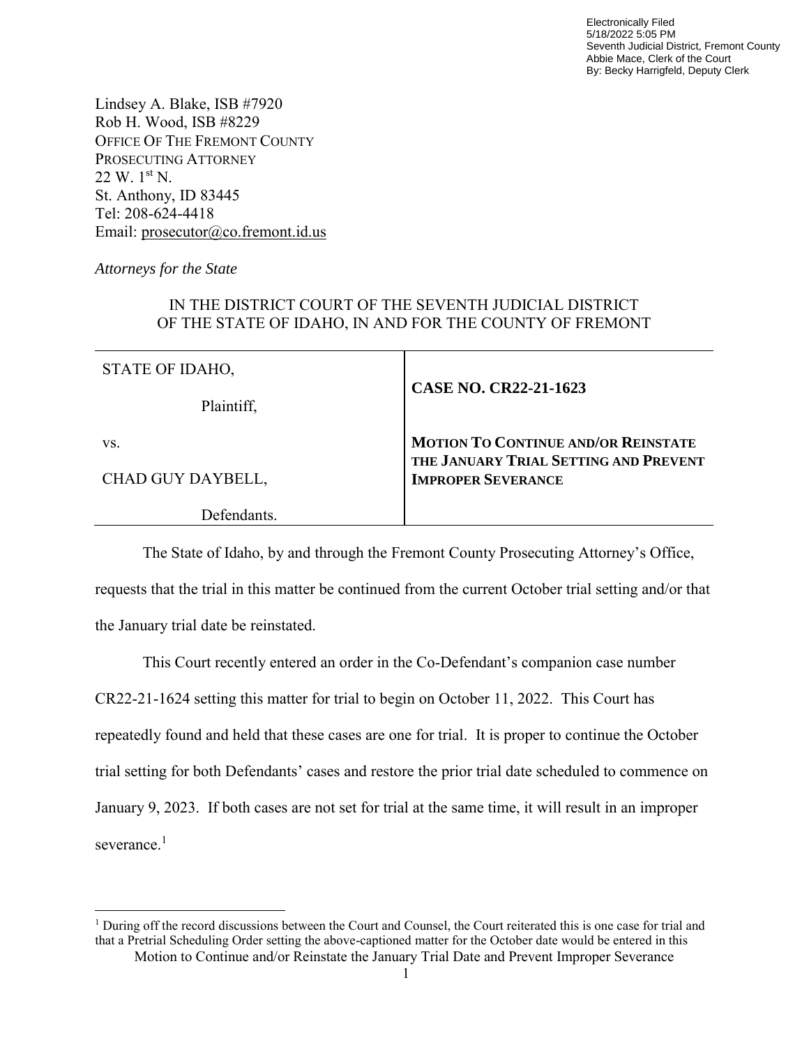Electronically Filed
5/18/2022 5:05 PM
Seventh Judicial District, Fremont County
Abbie Mace, Clerk of the Court
By: Becky Harrigfeld, Deputy Clerk

Lindsey A. Blake, ISB #7920
Rob H. Wood, ISB #8229
OFFICE OF THE FREMONT COUNTY
PROSECUTING ATTORNEY
22 W. 1st N.
St. Anthony, ID 83445
Tel: 208-624-4418
Email: prosecutor@co.fremont.id.us

*Attorneys for the State*

IN THE DISTRICT COURT OF THE SEVENTH JUDICIAL DISTRICT
OF THE STATE OF IDAHO, IN AND FOR THE COUNTY OF FREMONT

| | |
|---|---|
| STATE OF IDAHO,<br><br>Plaintiff,<br><br>vs.<br><br>CHAD GUY DAYBELL,<br><br>Defendants. | **CASE NO. CR22-21-1623**<br><br>**MOTION TO CONTINUE AND/OR REINSTATE THE JANUARY TRIAL SETTING AND PREVENT IMPROPER SEVERANCE** |

The State of Idaho, by and through the Fremont County Prosecuting Attorney's Office, requests that the trial in this matter be continued from the current October trial setting and/or that the January trial date be reinstated.

This Court recently entered an order in the Co-Defendant's companion case number CR22-21-1624 setting this matter for trial to begin on October 11, 2022. This Court has repeatedly found and held that these cases are one for trial. It is proper to continue the October trial setting for both Defendants' cases and restore the prior trial date scheduled to commence on January 9, 2023. If both cases are not set for trial at the same time, it will result in an improper severance.[1]

[1] During off the record discussions between the Court and Counsel, the Court reiterated this is one case for trial and that a Pretrial Scheduling Order setting the above-captioned matter for the October date would be entered in this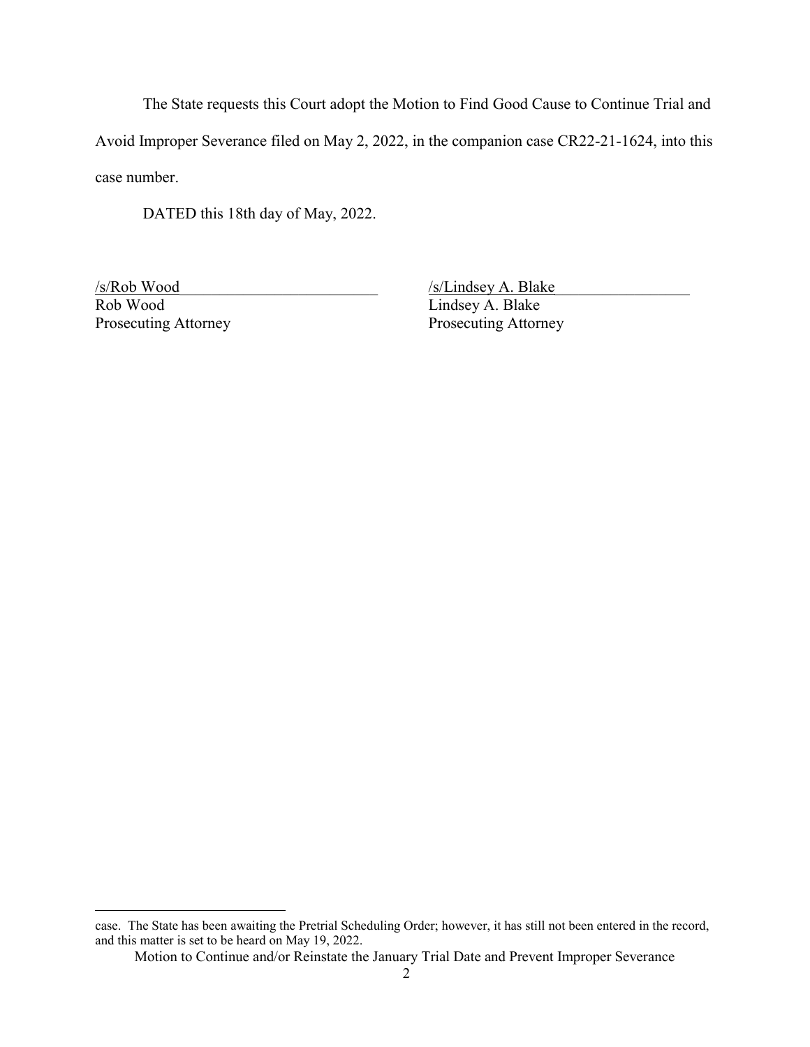The State requests this Court adopt the Motion to Find Good Cause to Continue Trial and Avoid Improper Severance filed on May 2, 2022, in the companion case CR22-21-1624, into this case number.

DATED this 18th day of May, 2022.

| /s/Rob Wood | /s/Lindsey A. Blake |
|---|---|
| Rob Wood | Lindsey A. Blake |
| Prosecuting Attorney | Prosecuting Attorney |

---

case. The State has been awaiting the Pretrial Scheduling Order; however, it has still not been entered in the record, and this matter is set to be heard on May 19, 2022.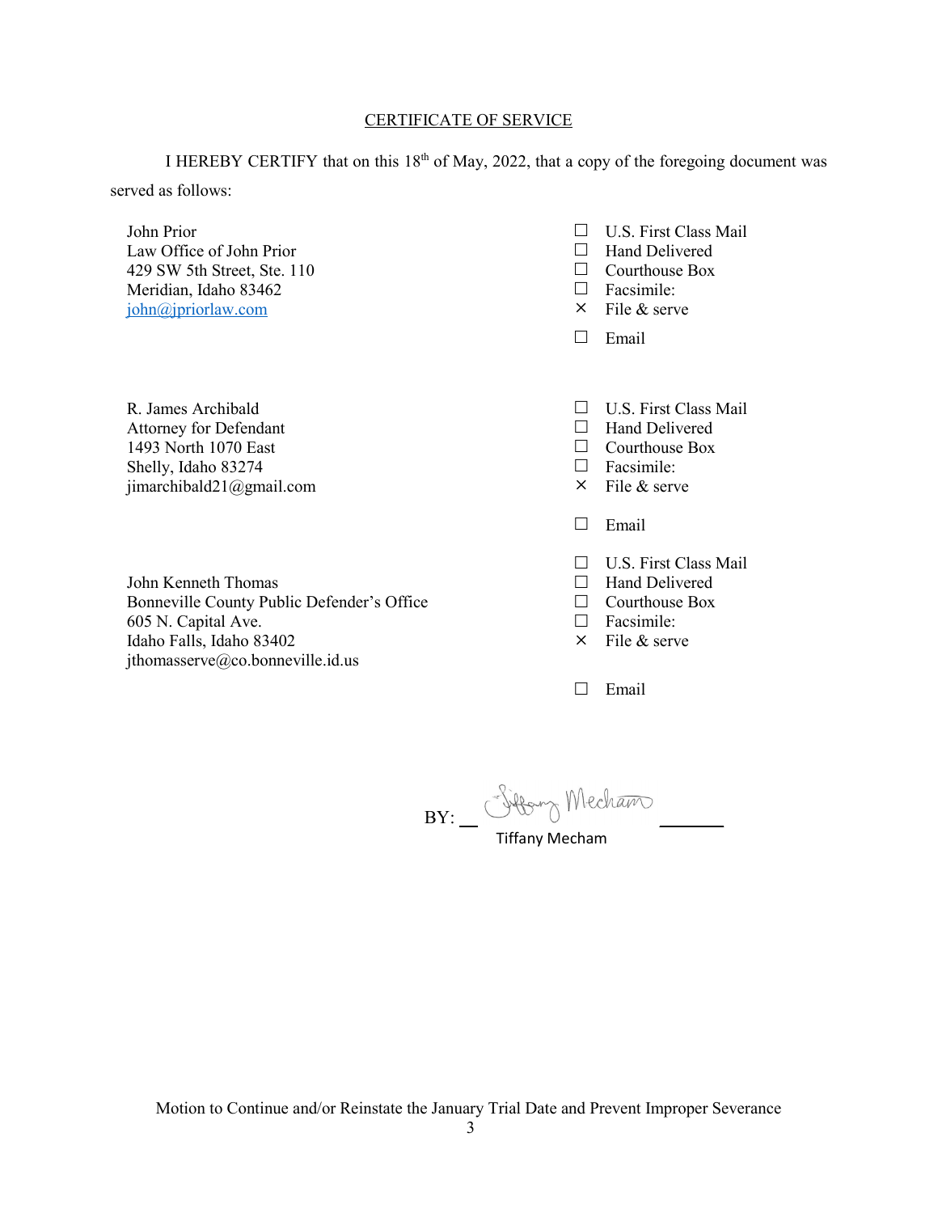## CERTIFICATE OF SERVICE

I HEREBY CERTIFY that on this 18th of May, 2022, that a copy of the foregoing document was served as follows:

John Prior
Law Office of John Prior
429 SW 5th Street, Ste. 110
Meridian, Idaho 83462
john@jpriorlaw.com

- ☐ U.S. First Class Mail
- ☐ Hand Delivered
- ☐ Courthouse Box
- ☐ Facsimile:
- × File & serve
- ☐ Email

R. James Archibald
Attorney for Defendant
1493 North 1070 East
Shelly, Idaho 83274
jimarchibald21@gmail.com

- ☐ U.S. First Class Mail
- ☐ Hand Delivered
- ☐ Courthouse Box
- ☐ Facsimile:
- × File & serve
- ☐ Email

John Kenneth Thomas
Bonneville County Public Defender's Office
605 N. Capital Ave.
Idaho Falls, Idaho 83402
jthomasserve@co.bonneville.id.us

- ☐ U.S. First Class Mail
- ☐ Hand Delivered
- ☐ Courthouse Box
- ☐ Facsimile:
- × File & serve
- ☐ Email

BY: Tiffany Mecham
Tiffany Mecham

Motion to Continue and/or Reinstate the January Trial Date and Prevent Improper Severance